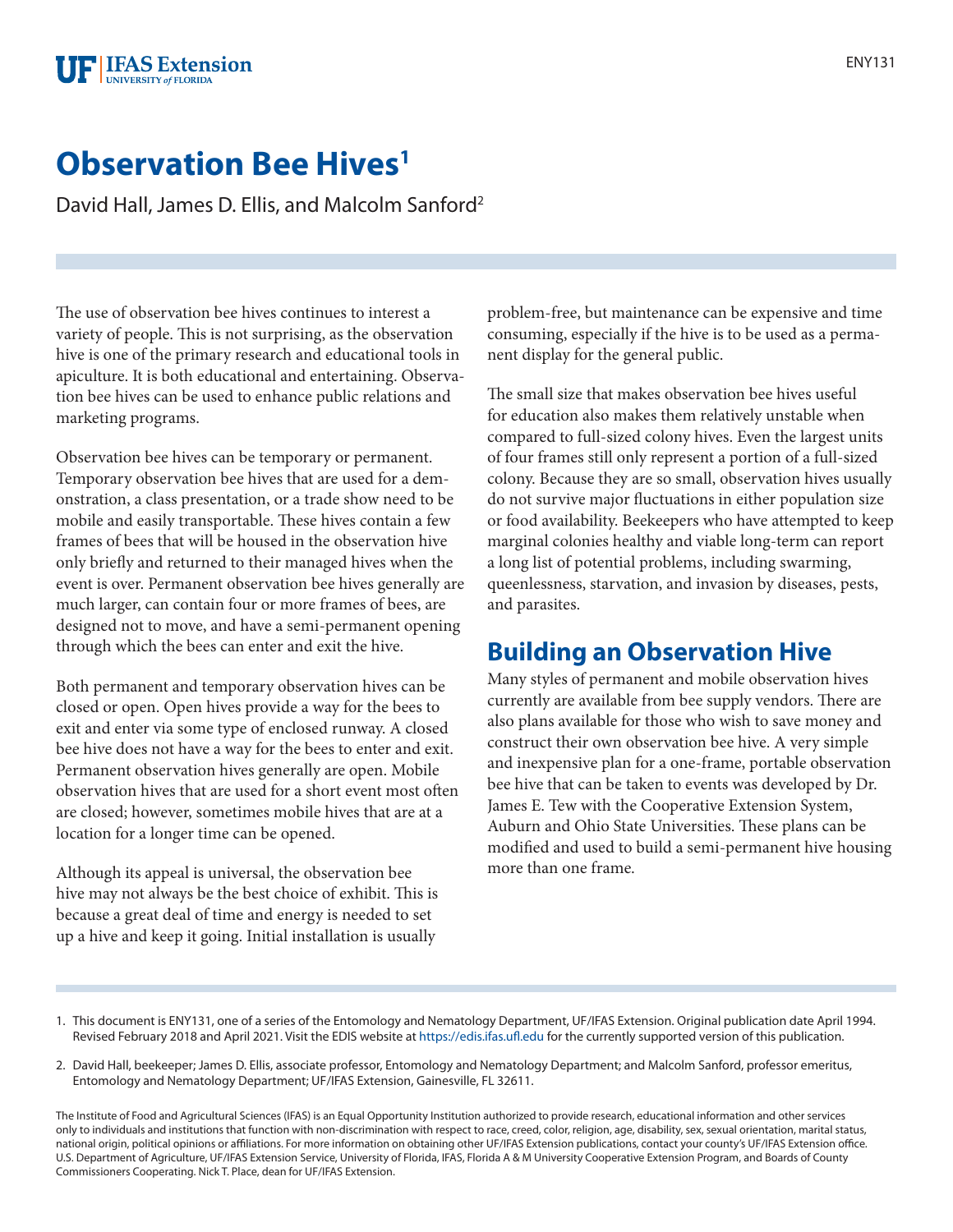# Observation Bee Hives[1]

David Hall, James D. Ellis, and Malcolm Sanford[2]

The use of observation bee hives continues to interest a variety of people. This is not surprising, as the observation hive is one of the primary research and educational tools in apiculture. It is both educational and entertaining. Observation bee hives can be used to enhance public relations and marketing programs.

Observation bee hives can be temporary or permanent. Temporary observation bee hives that are used for a demonstration, a class presentation, or a trade show need to be mobile and easily transportable. These hives contain a few frames of bees that will be housed in the observation hive only briefly and returned to their managed hives when the event is over. Permanent observation bee hives generally are much larger, can contain four or more frames of bees, are designed not to move, and have a semi-permanent opening through which the bees can enter and exit the hive.

Both permanent and temporary observation hives can be closed or open. Open hives provide a way for the bees to exit and enter via some type of enclosed runway. A closed bee hive does not have a way for the bees to enter and exit. Permanent observation hives generally are open. Mobile observation hives that are used for a short event most often are closed; however, sometimes mobile hives that are at a location for a longer time can be opened.

Although its appeal is universal, the observation bee hive may not always be the best choice of exhibit. This is because a great deal of time and energy is needed to set up a hive and keep it going. Initial installation is usually problem-free, but maintenance can be expensive and time consuming, especially if the hive is to be used as a permanent display for the general public.

The small size that makes observation bee hives useful for education also makes them relatively unstable when compared to full-sized colony hives. Even the largest units of four frames still only represent a portion of a full-sized colony. Because they are so small, observation hives usually do not survive major fluctuations in either population size or food availability. Beekeepers who have attempted to keep marginal colonies healthy and viable long-term can report a long list of potential problems, including swarming, queenlessness, starvation, and invasion by diseases, pests, and parasites.

## Building an Observation Hive

Many styles of permanent and mobile observation hives currently are available from bee supply vendors. There are also plans available for those who wish to save money and construct their own observation bee hive. A very simple and inexpensive plan for a one-frame, portable observation bee hive that can be taken to events was developed by Dr. James E. Tew with the Cooperative Extension System, Auburn and Ohio State Universities. These plans can be modified and used to build a semi-permanent hive housing more than one frame.

1. This document is ENY131, one of a series of the Entomology and Nematology Department, UF/IFAS Extension. Original publication date April 1994. Revised February 2018 and April 2021. Visit the EDIS website at https://edis.ifas.ufl.edu for the currently supported version of this publication.

2. David Hall, beekeeper; James D. Ellis, associate professor, Entomology and Nematology Department; and Malcolm Sanford, professor emeritus, Entomology and Nematology Department; UF/IFAS Extension, Gainesville, FL 32611.

The Institute of Food and Agricultural Sciences (IFAS) is an Equal Opportunity Institution authorized to provide research, educational information and other services only to individuals and institutions that function with non-discrimination with respect to race, creed, color, religion, age, disability, sex, sexual orientation, marital status, national origin, political opinions or affiliations. For more information on obtaining other UF/IFAS Extension publications, contact your county's UF/IFAS Extension office. U.S. Department of Agriculture, UF/IFAS Extension Service, University of Florida, IFAS, Florida A & M University Cooperative Extension Program, and Boards of County Commissioners Cooperating. Nick T. Place, dean for UF/IFAS Extension.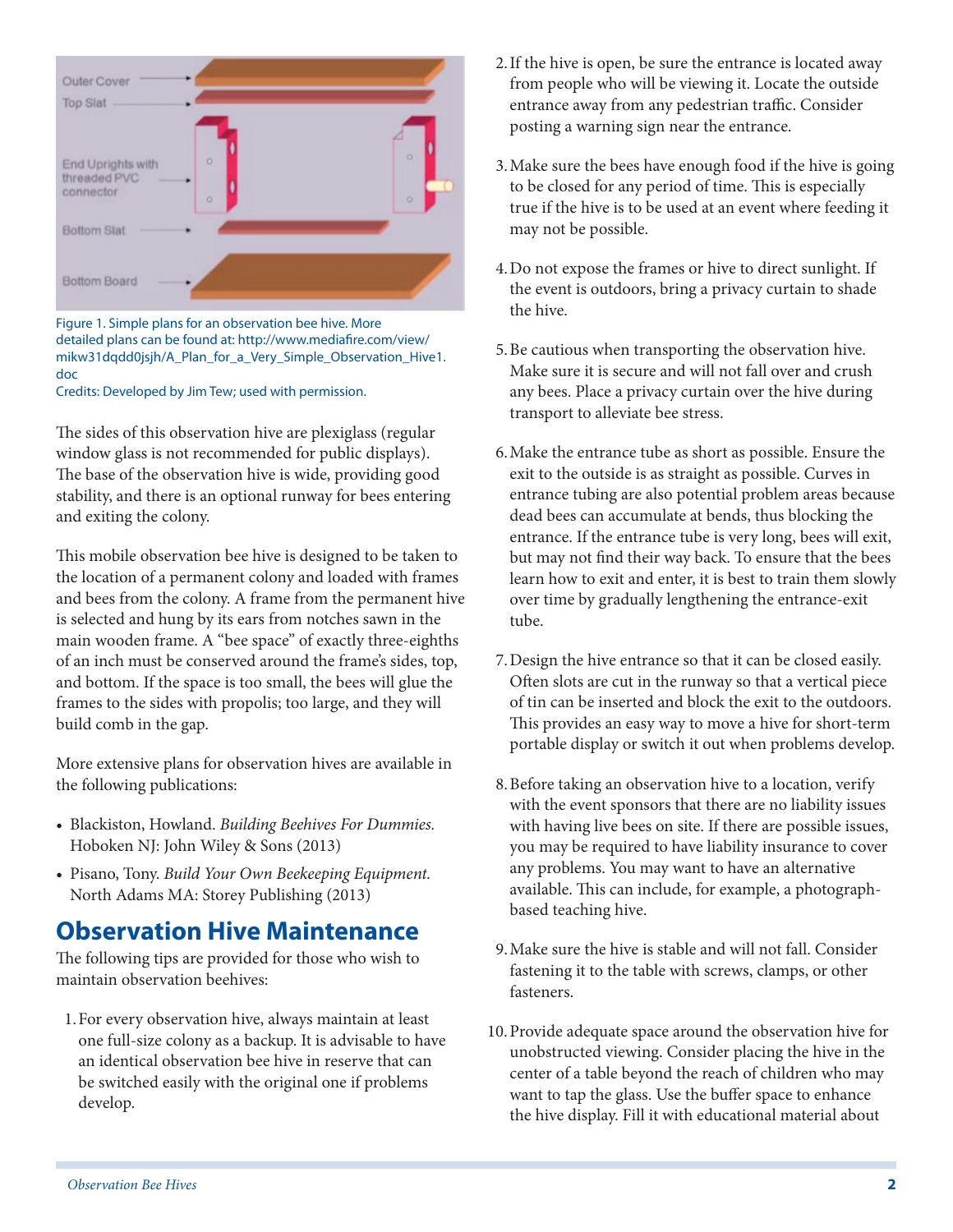Outer Cover
Top Slat
End Uprights with threaded PVC connector
Bottom Slat
Bottom Board

Figure 1. Simple plans for an observation bee hive. More detailed plans can be found at: http://www.mediafire.com/view/mikw31dqdd0jsjh/A_Plan_for_a_Very_Simple_Observation_Hive1.doc
Credits: Developed by Jim Tew; used with permission.

The sides of this observation hive are plexiglass (regular window glass is not recommended for public displays). The base of the observation hive is wide, providing good stability, and there is an optional runway for bees entering and exiting the colony.

This mobile observation bee hive is designed to be taken to the location of a permanent colony and loaded with frames and bees from the colony. A frame from the permanent hive is selected and hung by its ears from notches sawn in the main wooden frame. A "bee space" of exactly three-eighths of an inch must be conserved around the frame's sides, top, and bottom. If the space is too small, the bees will glue the frames to the sides with propolis; too large, and they will build comb in the gap.

More extensive plans for observation hives are available in the following publications:

- Blackiston, Howland. *Building Beehives For Dummies.* Hoboken NJ: John Wiley & Sons (2013)
- Pisano, Tony. *Build Your Own Beekeeping Equipment.* North Adams MA: Storey Publishing (2013)

## Observation Hive Maintenance

The following tips are provided for those who wish to maintain observation beehives:

1. For every observation hive, always maintain at least one full-size colony as a backup. It is advisable to have an identical observation bee hive in reserve that can be switched easily with the original one if problems develop.
2. If the hive is open, be sure the entrance is located away from people who will be viewing it. Locate the outside entrance away from any pedestrian traffic. Consider posting a warning sign near the entrance.
3. Make sure the bees have enough food if the hive is going to be closed for any period of time. This is especially true if the hive is to be used at an event where feeding it may not be possible.
4. Do not expose the frames or hive to direct sunlight. If the event is outdoors, bring a privacy curtain to shade the hive.
5. Be cautious when transporting the observation hive. Make sure it is secure and will not fall over and crush any bees. Place a privacy curtain over the hive during transport to alleviate bee stress.
6. Make the entrance tube as short as possible. Ensure the exit to the outside is as straight as possible. Curves in entrance tubing are also potential problem areas because dead bees can accumulate at bends, thus blocking the entrance. If the entrance tube is very long, bees will exit, but may not find their way back. To ensure that the bees learn how to exit and enter, it is best to train them slowly over time by gradually lengthening the entrance-exit tube.
7. Design the hive entrance so that it can be closed easily. Often slots are cut in the runway so that a vertical piece of tin can be inserted and block the exit to the outdoors. This provides an easy way to move a hive for short-term portable display or switch it out when problems develop.
8. Before taking an observation hive to a location, verify with the event sponsors that there are no liability issues with having live bees on site. If there are possible issues, you may be required to have liability insurance to cover any problems. You may want to have an alternative available. This can include, for example, a photograph-based teaching hive.
9. Make sure the hive is stable and will not fall. Consider fastening it to the table with screws, clamps, or other fasteners.
10. Provide adequate space around the observation hive for unobstructed viewing. Consider placing the hive in the center of a table beyond the reach of children who may want to tap the glass. Use the buffer space to enhance the hive display. Fill it with educational material about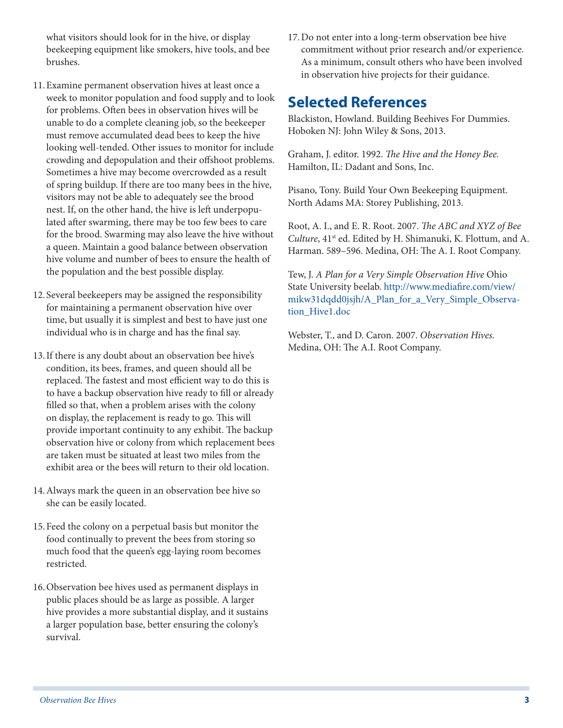what visitors should look for in the hive, or display beekeeping equipment like smokers, hive tools, and bee brushes.

11. Examine permanent observation hives at least once a week to monitor population and food supply and to look for problems. Often bees in observation hives will be unable to do a complete cleaning job, so the beekeeper must remove accumulated dead bees to keep the hive looking well-tended. Other issues to monitor for include crowding and depopulation and their offshoot problems. Sometimes a hive may become overcrowded as a result of spring buildup. If there are too many bees in the hive, visitors may not be able to adequately see the brood nest. If, on the other hand, the hive is left underpopulated after swarming, there may be too few bees to care for the brood. Swarming may also leave the hive without a queen. Maintain a good balance between observation hive volume and number of bees to ensure the health of the population and the best possible display.

12. Several beekeepers may be assigned the responsibility for maintaining a permanent observation hive over time, but usually it is simplest and best to have just one individual who is in charge and has the final say.

13. If there is any doubt about an observation bee hive's condition, its bees, frames, and queen should all be replaced. The fastest and most efficient way to do this is to have a backup observation hive ready to fill or already filled so that, when a problem arises with the colony on display, the replacement is ready to go. This will provide important continuity to any exhibit. The backup observation hive or colony from which replacement bees are taken must be situated at least two miles from the exhibit area or the bees will return to their old location.

14. Always mark the queen in an observation bee hive so she can be easily located.

15. Feed the colony on a perpetual basis but monitor the food continually to prevent the bees from storing so much food that the queen's egg-laying room becomes restricted.

16. Observation bee hives used as permanent displays in public places should be as large as possible. A larger hive provides a more substantial display, and it sustains a larger population base, better ensuring the colony's survival.

17. Do not enter into a long-term observation bee hive commitment without prior research and/or experience. As a minimum, consult others who have been involved in observation hive projects for their guidance.

## Selected References

Blackiston, Howland. Building Beehives For Dummies. Hoboken NJ: John Wiley & Sons, 2013.

Graham, J. editor. 1992. *The Hive and the Honey Bee.* Hamilton, IL: Dadant and Sons, Inc.

Pisano, Tony. Build Your Own Beekeeping Equipment. North Adams MA: Storey Publishing, 2013.

Root, A. I., and E. R. Root. 2007. *The ABC and XYZ of Bee Culture*, 41st ed. Edited by H. Shimanuki, K. Flottum, and A. Harman. 589–596. Medina, OH: The A. I. Root Company.

Tew, J. *A Plan for a Very Simple Observation Hive* Ohio State University beelab. http://www.mediafire.com/view/mikw31dqdd0jsjh/A_Plan_for_a_Very_Simple_Observation_Hive1.doc

Webster, T., and D. Caron. 2007. *Observation Hives.* Medina, OH: The A.I. Root Company.